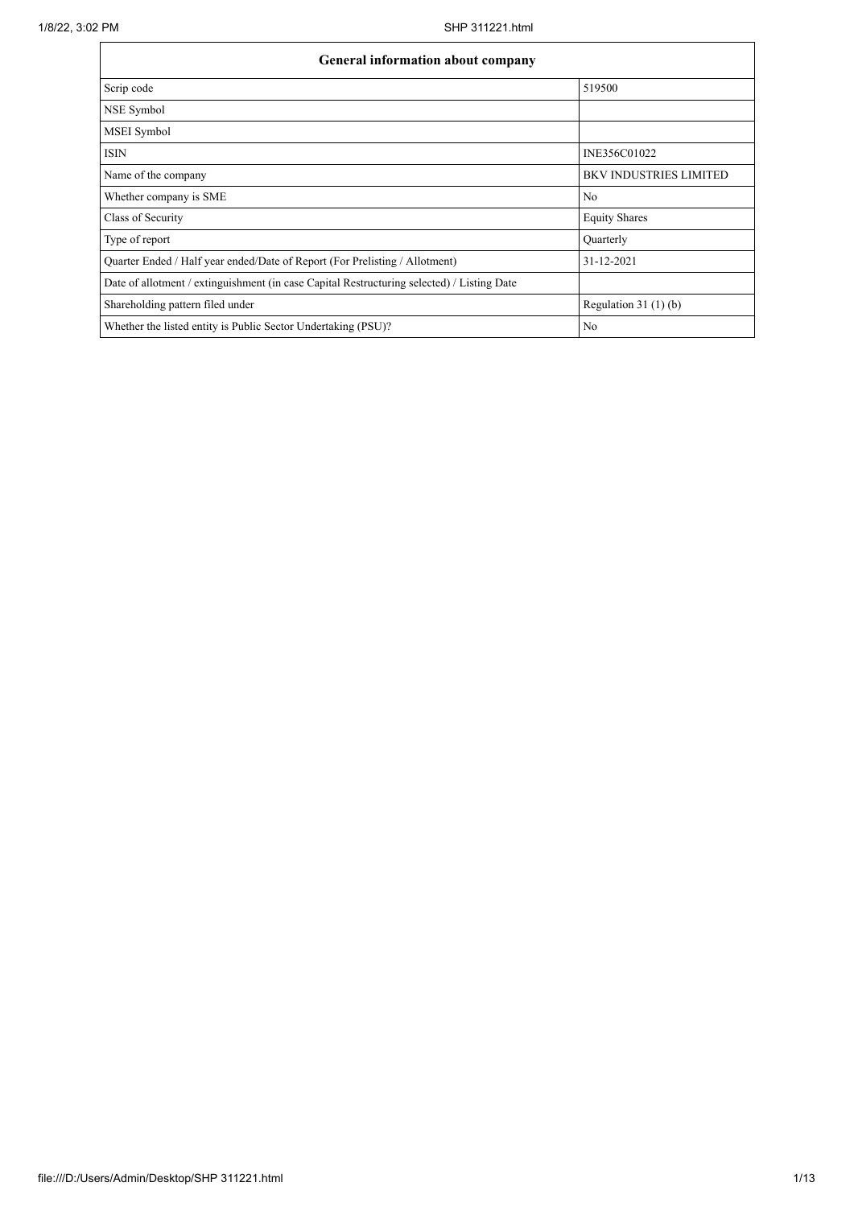| General information about company | |
|---|---|
| Scrip code | 519500 |
| NSE Symbol | |
| MSEI Symbol | |
| ISIN | INE356C01022 |
| Name of the company | BKV INDUSTRIES LIMITED |
| Whether company is SME | No |
| Class of Security | Equity Shares |
| Type of report | Quarterly |
| Quarter Ended / Half year ended/Date of Report (For Prelisting / Allotment) | 31-12-2021 |
| Date of allotment / extinguishment (in case Capital Restructuring selected) / Listing Date | |
| Shareholding pattern filed under | Regulation 31 (1) (b) |
| Whether the listed entity is Public Sector Undertaking (PSU)? | No |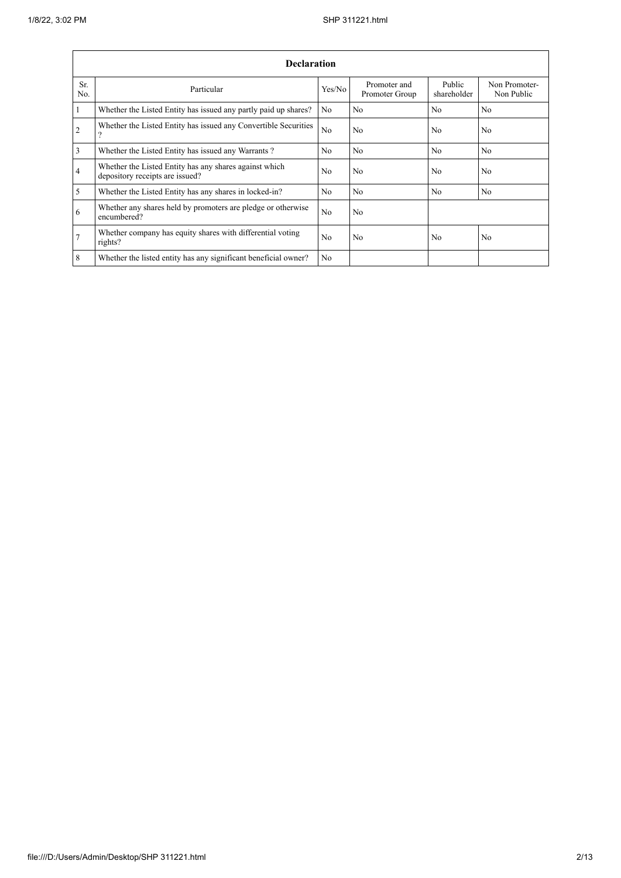| Declaration | | | | | |
|---|---|---|---|---|---|
| Sr. No. | Particular | Yes/No | Promoter and Promoter Group | Public shareholder | Non Promoter-Non Public |
| 1 | Whether the Listed Entity has issued any partly paid up shares? | No | No | No | No |
| 2 | Whether the Listed Entity has issued any Convertible Securities ? | No | No | No | No |
| 3 | Whether the Listed Entity has issued any Warrants ? | No | No | No | No |
| 4 | Whether the Listed Entity has any shares against which depository receipts are issued? | No | No | No | No |
| 5 | Whether the Listed Entity has any shares in locked-in? | No | No | No | No |
| 6 | Whether any shares held by promoters are pledge or otherwise encumbered? | No | No | | |
| 7 | Whether company has equity shares with differential voting rights? | No | No | No | No |
| 8 | Whether the listed entity has any significant beneficial owner? | No | | | |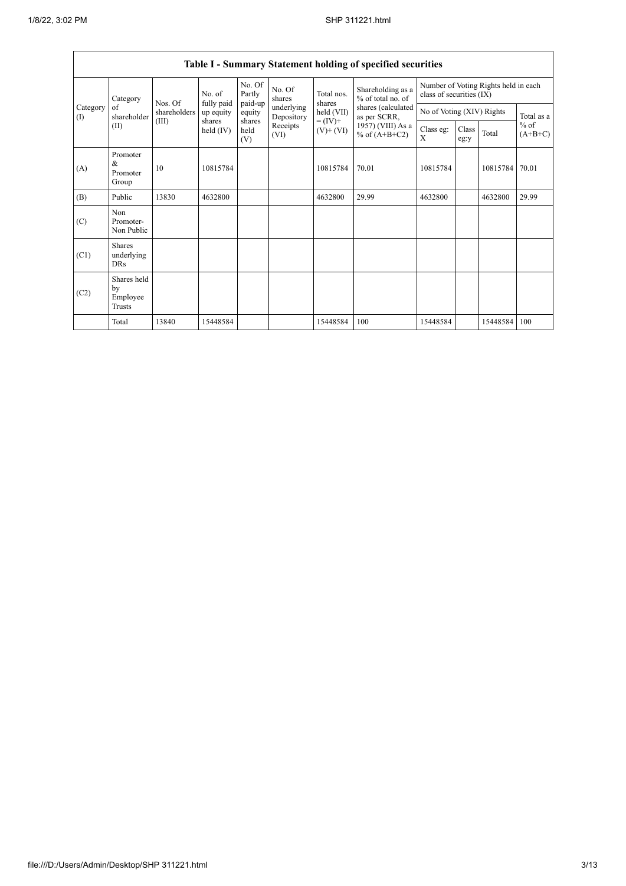## Table I - Summary Statement holding of specified securities

| Category (I) | Category of shareholder (II) | Nos. Of shareholders (III) | No. of fully paid up equity shares held (IV) | No. Of Partly paid-up equity shares held (V) | No. Of shares underlying Depository Receipts (VI) | Total nos. shares held (VII) = (IV)+ (V)+ (VI) | Shareholding as a % of total no. of shares (calculated as per SCRR, 1957) (VIII) As a % of (A+B+C2) | Number of Voting Rights held in each class of securities (IX) | | | |
|---|---|---|---|---|---|---|---|---|---|---|---|
| | | | | | | | | No of Voting (XIV) Rights | | | Total as a % of (A+B+C) |
| | | | | | | | | Class eg: X | Class eg:y | Total | |
| (A) | Promoter & Promoter Group | 10 | 10815784 | | | 10815784 | 70.01 | 10815784 | | 10815784 | 70.01 |
| (B) | Public | 13830 | 4632800 | | | 4632800 | 29.99 | 4632800 | | 4632800 | 29.99 |
| (C) | Non Promoter- Non Public | | | | | | | | | | |
| (C1) | Shares underlying DRs | | | | | | | | | | |
| (C2) | Shares held by Employee Trusts | | | | | | | | | | |
| | Total | 13840 | 15448584 | | | 15448584 | 100 | 15448584 | | 15448584 | 100 |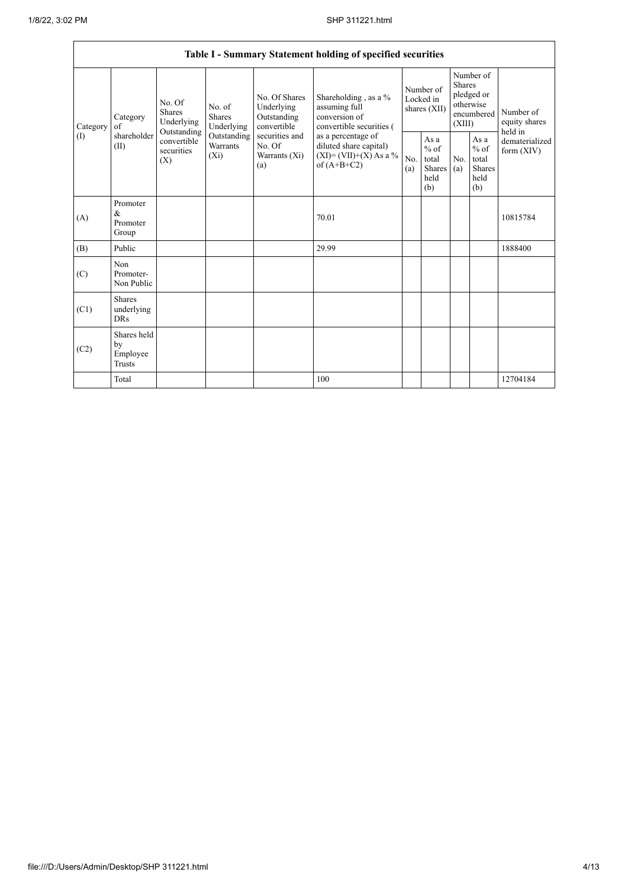| Table I - Summary Statement holding of specified securities | | | | | | | | | | | |
|---|---|---|---|---|---|---|---|---|---|---|---|
| Category (I) | Category of shareholder (II) | No. Of Shares Underlying Outstanding convertible securities (X) | No. of Shares Underlying Outstanding Warrants (Xi) | No. Of Shares Underlying Outstanding convertible securities and No. Of Warrants (Xi) (a) | Shareholding , as a % assuming full conversion of convertible securities ( as a percentage of diluted share capital) (XI)= (VII)+(X) As a % of (A+B+C2) | Number of Locked in shares (XII) | | Number of Shares pledged or otherwise encumbered (XIII) | | Number of equity shares held in dematerialized form (XIV) |
| | | | | | | No. (a) | As a % of total Shares held (b) | No. (a) | As a % of total Shares held (b) | |
| (A) | Promoter & Promoter Group | | | | 70.01 | | | | | 10815784 |
| (B) | Public | | | | 29.99 | | | | | 1888400 |
| (C) | Non Promoter- Non Public | | | | | | | | | |
| (C1) | Shares underlying DRs | | | | | | | | | |
| (C2) | Shares held by Employee Trusts | | | | | | | | | |
| | Total | | | | 100 | | | | | 12704184 |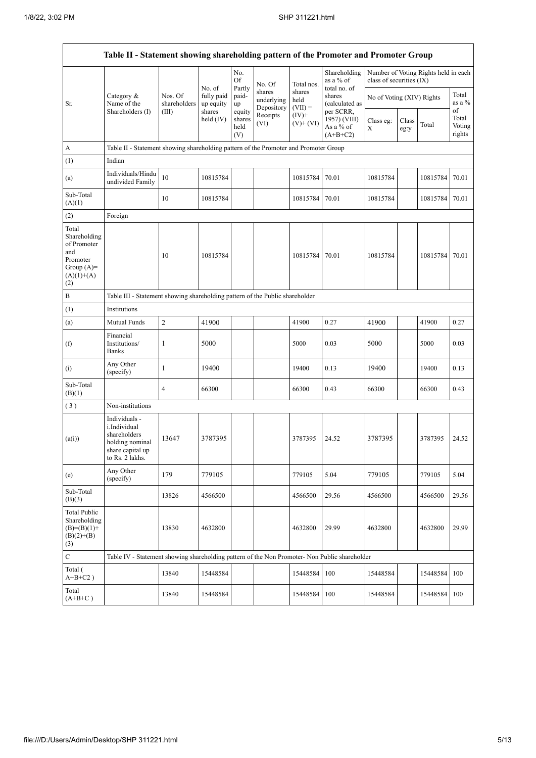| Table II - Statement showing shareholding pattern of the Promoter and Promoter Group | | | | | | | | | | | |
|---|---|---|---|---|---|---|---|---|---|---|---|
| Sr. | Category & Name of the Shareholders (I) | Nos. Of shareholders (III) | No. of fully paid up equity shares held (IV) | No. Of Partly paid-up equity shares held (V) | No. Of shares underlying Depository Receipts (VI) | Total nos. shares held (VII) = (IV)+ (V)+ (VI) | Shareholding as a % of total no. of shares (calculated as per SCRR, 1957) (VIII) As a % of (A+B+C2) | Number of Voting Rights held in each class of securities (IX) | | | |
| | | | | | | | | No of Voting (XIV) Rights | | | Total as a % of Total Voting rights |
| | | | | | | | | Class eg: X | Class eg:y | Total | |
| A | Table II - Statement showing shareholding pattern of the Promoter and Promoter Group | | | | | | | | | | |
| (1) | Indian | | | | | | | | | | |
| (a) | Individuals/Hindu undivided Family | 10 | 10815784 | | | 10815784 | 70.01 | 10815784 | | 10815784 | 70.01 |
| Sub-Total (A)(1) | | 10 | 10815784 | | | 10815784 | 70.01 | 10815784 | | 10815784 | 70.01 |
| (2) | Foreign | | | | | | | | | | |
| Total Shareholding of Promoter and Promoter Group (A)=(A)(1)+(A)(2) | | 10 | 10815784 | | | 10815784 | 70.01 | 10815784 | | 10815784 | 70.01 |
| B | Table III - Statement showing shareholding pattern of the Public shareholder | | | | | | | | | | |
| (1) | Institutions | | | | | | | | | | |
| (a) | Mutual Funds | 2 | 41900 | | | 41900 | 0.27 | 41900 | | 41900 | 0.27 |
| (f) | Financial Institutions/ Banks | 1 | 5000 | | | 5000 | 0.03 | 5000 | | 5000 | 0.03 |
| (i) | Any Other (specify) | 1 | 19400 | | | 19400 | 0.13 | 19400 | | 19400 | 0.13 |
| Sub-Total (B)(1) | | 4 | 66300 | | | 66300 | 0.43 | 66300 | | 66300 | 0.43 |
| (3) | Non-institutions | | | | | | | | | | |
| (a(i)) | Individuals - i.Individual shareholders holding nominal share capital up to Rs. 2 lakhs. | 13647 | 3787395 | | | 3787395 | 24.52 | 3787395 | | 3787395 | 24.52 |
| (e) | Any Other (specify) | 179 | 779105 | | | 779105 | 5.04 | 779105 | | 779105 | 5.04 |
| Sub-Total (B)(3) | | 13826 | 4566500 | | | 4566500 | 29.56 | 4566500 | | 4566500 | 29.56 |
| Total Public Shareholding (B)=(B)(1)+(B)(2)+(B)(3) | | 13830 | 4632800 | | | 4632800 | 29.99 | 4632800 | | 4632800 | 29.99 |
| C | Table IV - Statement showing shareholding pattern of the Non Promoter- Non Public shareholder | | | | | | | | | | |
| Total ( A+B+C2 ) | | 13840 | 15448584 | | | 15448584 | 100 | 15448584 | | 15448584 | 100 |
| Total (A+B+C ) | | 13840 | 15448584 | | | 15448584 | 100 | 15448584 | | 15448584 | 100 |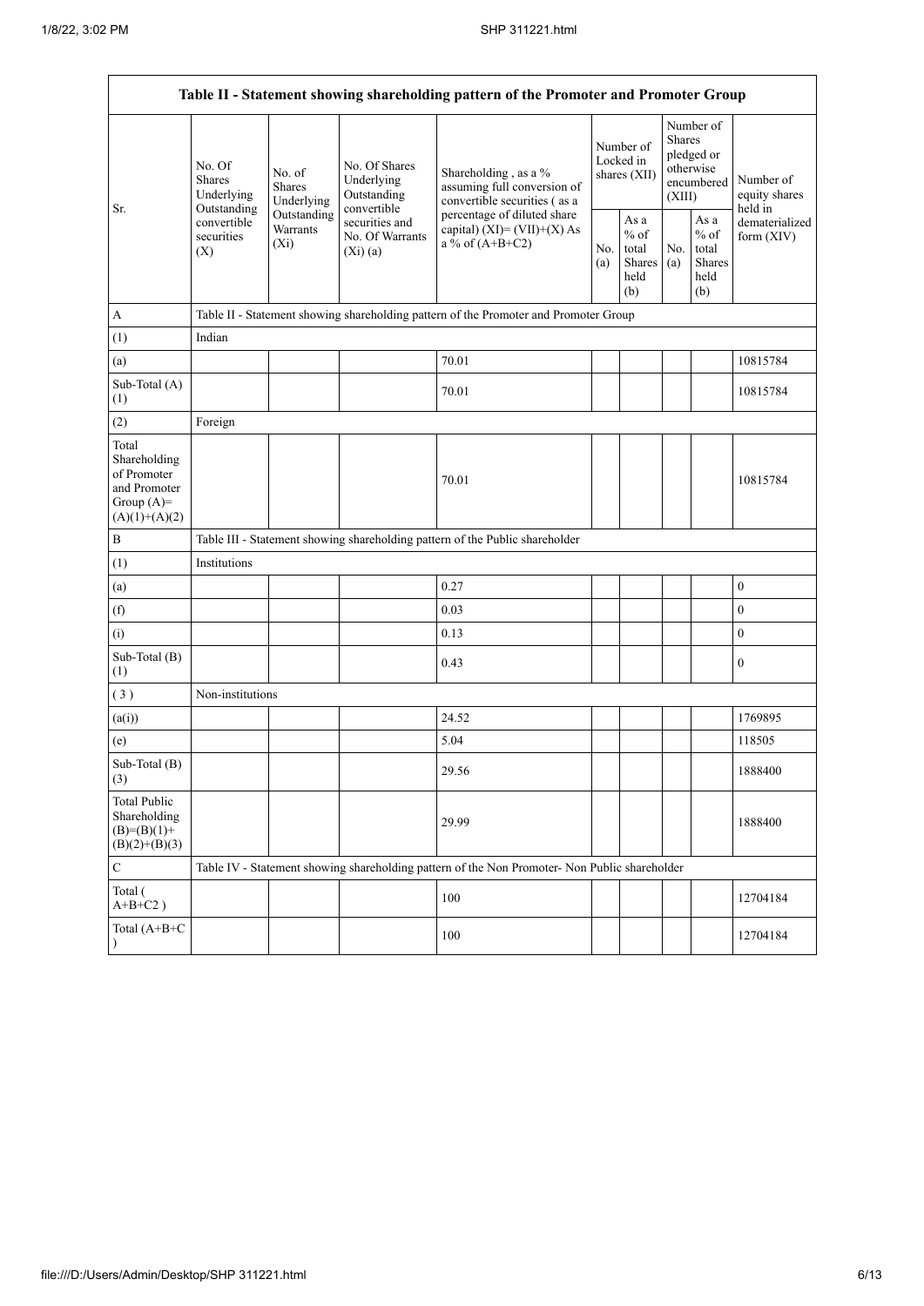| Table II - Statement showing shareholding pattern of the Promoter and Promoter Group | | | | | | | | | |
|---|---|---|---|---|---|---|---|---|---|
| Sr. | No. Of Shares Underlying Outstanding convertible securities (X) | No. of Shares Underlying Outstanding Warrants (Xi) | No. Of Shares Underlying Outstanding convertible securities and No. Of Warrants (Xi) (a) | Shareholding , as a % assuming full conversion of convertible securities ( as a percentage of diluted share capital) (XI)= (VII)+(X) As a % of (A+B+C2) | Number of Locked in shares (XII) | | Number of Shares pledged or otherwise encumbered (XIII) | | Number of equity shares held in dematerialized form (XIV) |
| | | | | | No. (a) | As a % of total Shares held (b) | No. (a) | As a % of total Shares held (b) | |
| A | Table II - Statement showing shareholding pattern of the Promoter and Promoter Group | | | | | | | | |
| (1) | Indian | | | | | | | | |
| (a) | | | | 70.01 | | | | | 10815784 |
| Sub-Total (A) (1) | | | | 70.01 | | | | | 10815784 |
| (2) | Foreign | | | | | | | | |
| Total Shareholding of Promoter and Promoter Group (A)= (A)(1)+(A)(2) | | | | 70.01 | | | | | 10815784 |
| B | Table III - Statement showing shareholding pattern of the Public shareholder | | | | | | | | |
| (1) | Institutions | | | | | | | | |
| (a) | | | | 0.27 | | | | | 0 |
| (f) | | | | 0.03 | | | | | 0 |
| (i) | | | | 0.13 | | | | | 0 |
| Sub-Total (B) (1) | | | | 0.43 | | | | | 0 |
| ( 3 ) | Non-institutions | | | | | | | | |
| (a(i)) | | | | 24.52 | | | | | 1769895 |
| (e) | | | | 5.04 | | | | | 118505 |
| Sub-Total (B) (3) | | | | 29.56 | | | | | 1888400 |
| Total Public Shareholding (B)=(B)(1)+ (B)(2)+(B)(3) | | | | 29.99 | | | | | 1888400 |
| C | Table IV - Statement showing shareholding pattern of the Non Promoter- Non Public shareholder | | | | | | | | |
| Total ( A+B+C2 ) | | | | 100 | | | | | 12704184 |
| Total (A+B+C ) | | | | 100 | | | | | 12704184 |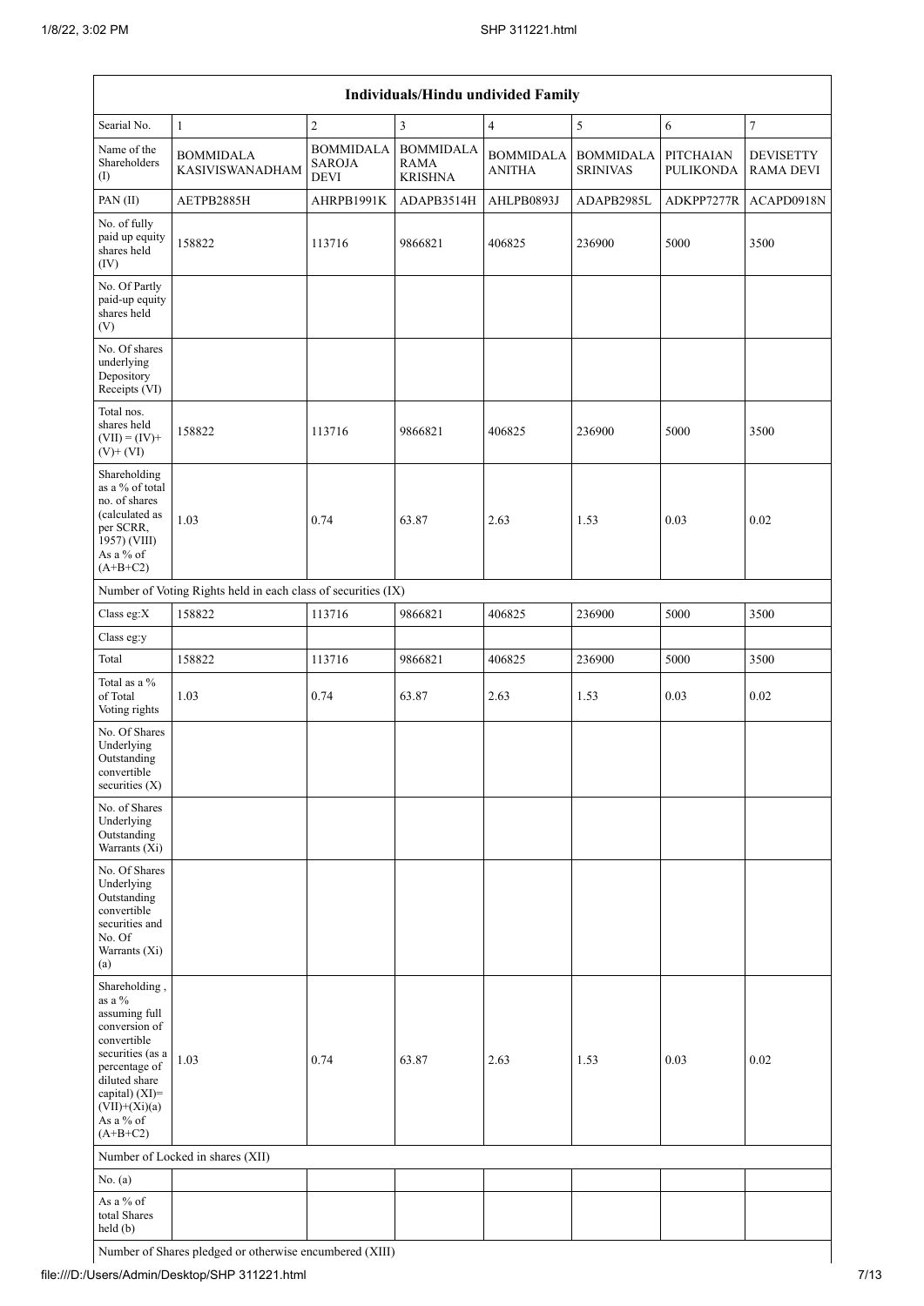| Individuals/Hindu undivided Family | | | | | | | |
|---|---|---|---|---|---|---|---|
| Searial No. | 1 | 2 | 3 | 4 | 5 | 6 | 7 |
| Name of the Shareholders (I) | BOMMIDALA KASIVISWANADHAM | BOMMIDALA SAROJA DEVI | BOMMIDALA RAMA KRISHNA | BOMMIDALA ANITHA | BOMMIDALA SRINIVAS | PITCHAIAN PULIKONDA | DEVISETTY RAMA DEVI |
| PAN (II) | AETPB2885H | AHRPB1991K | ADAPB3514H | AHLPB0893J | ADAPB2985L | ADKPP7277R | ACAPD0918N |
| No. of fully paid up equity shares held (IV) | 158822 | 113716 | 9866821 | 406825 | 236900 | 5000 | 3500 |
| No. Of Partly paid-up equity shares held (V) | | | | | | | |
| No. Of shares underlying Depository Receipts (VI) | | | | | | | |
| Total nos. shares held (VII) = (IV)+ (V)+ (VI) | 158822 | 113716 | 9866821 | 406825 | 236900 | 5000 | 3500 |
| Shareholding as a % of total no. of shares (calculated as per SCRR, 1957) (VIII) As a % of (A+B+C2) | 1.03 | 0.74 | 63.87 | 2.63 | 1.53 | 0.03 | 0.02 |
| Number of Voting Rights held in each class of securities (IX) | | | | | | | |
| Class eg:X | 158822 | 113716 | 9866821 | 406825 | 236900 | 5000 | 3500 |
| Class eg:y | | | | | | | |
| Total | 158822 | 113716 | 9866821 | 406825 | 236900 | 5000 | 3500 |
| Total as a % of Total Voting rights | 1.03 | 0.74 | 63.87 | 2.63 | 1.53 | 0.03 | 0.02 |
| No. Of Shares Underlying Outstanding convertible securities (X) | | | | | | | |
| No. of Shares Underlying Outstanding Warrants (Xi) | | | | | | | |
| No. Of Shares Underlying Outstanding convertible securities and No. Of Warrants (Xi) (a) | | | | | | | |
| Shareholding , as a % assuming full conversion of convertible securities (as a percentage of diluted share capital) (XI)= (VII)+(Xi)(a) As a % of (A+B+C2) | 1.03 | 0.74 | 63.87 | 2.63 | 1.53 | 0.03 | 0.02 |
| Number of Locked in shares (XII) | | | | | | | |
| No. (a) | | | | | | | |
| As a % of total Shares held (b) | | | | | | | |
| Number of Shares pledged or otherwise encumbered (XIII) | | | | | | | |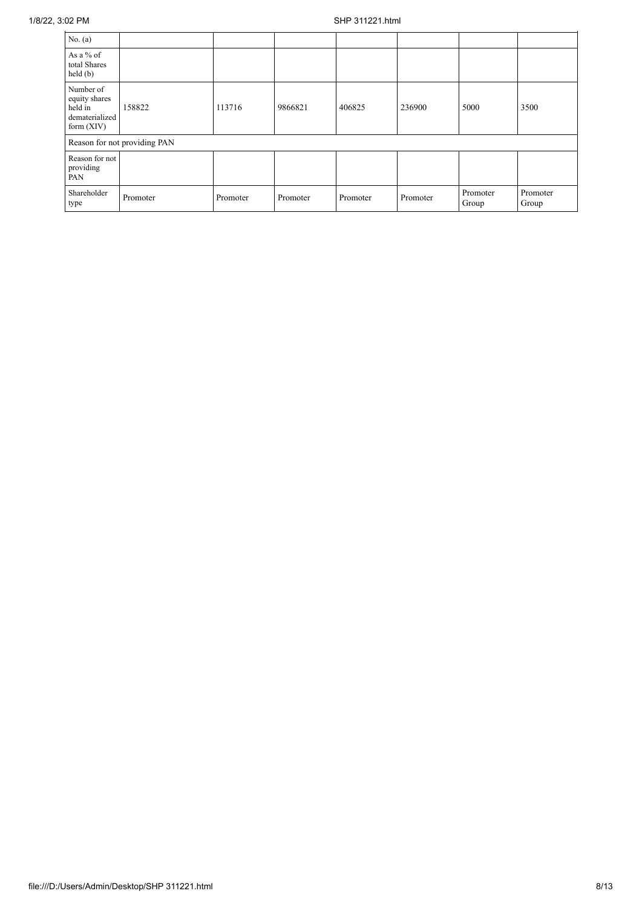| | | | | | | | |
|---|---|---|---|---|---|---|---|
| No. (a) | | | | | | | |
| As a % of total Shares held (b) | | | | | | | |
| Number of equity shares held in dematerialized form (XIV) | 158822 | 113716 | 9866821 | 406825 | 236900 | 5000 | 3500 |
| Reason for not providing PAN | | | | | | | |
| Reason for not providing PAN | | | | | | | |
| Shareholder type | Promoter | Promoter | Promoter | Promoter | Promoter | Promoter Group | Promoter Group |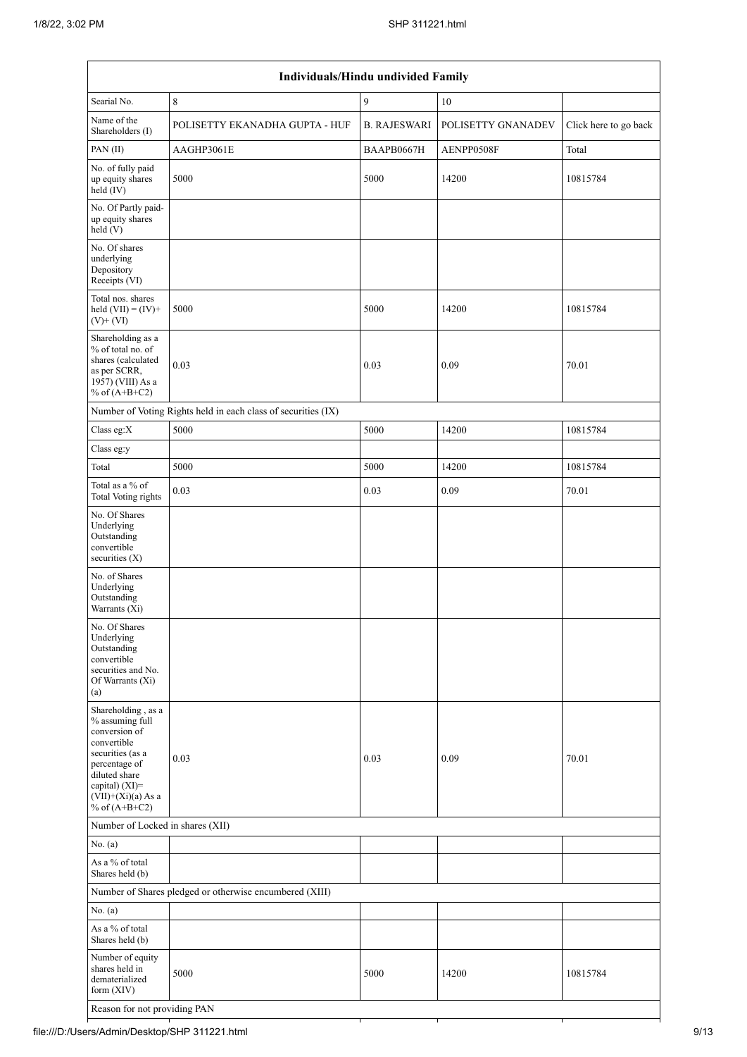| Individuals/Hindu undivided Family | | | | |
|---|---|---|---|---|
| Searial No. | 8 | 9 | 10 | |
| Name of the Shareholders (I) | POLISETTY EKANADHA GUPTA - HUF | B. RAJESWARI | POLISETTY GNANADEV | Click here to go back |
| PAN (II) | AAGHP3061E | BAAPB0667H | AENPP0508F | Total |
| No. of fully paid up equity shares held (IV) | 5000 | 5000 | 14200 | 10815784 |
| No. Of Partly paid-up equity shares held (V) | | | | |
| No. Of shares underlying Depository Receipts (VI) | | | | |
| Total nos. shares held (VII) = (IV)+ (V)+ (VI) | 5000 | 5000 | 14200 | 10815784 |
| Shareholding as a % of total no. of shares (calculated as per SCRR, 1957) (VIII) As a % of (A+B+C2) | 0.03 | 0.03 | 0.09 | 70.01 |
| Number of Voting Rights held in each class of securities (IX) | | | | |
| Class eg:X | 5000 | 5000 | 14200 | 10815784 |
| Class eg:y | | | | |
| Total | 5000 | 5000 | 14200 | 10815784 |
| Total as a % of Total Voting rights | 0.03 | 0.03 | 0.09 | 70.01 |
| No. Of Shares Underlying Outstanding convertible securities (X) | | | | |
| No. of Shares Underlying Outstanding Warrants (Xi) | | | | |
| No. Of Shares Underlying Outstanding convertible securities and No. Of Warrants (Xi) (a) | | | | |
| Shareholding , as a % assuming full conversion of convertible securities (as a percentage of diluted share capital) (XI)= (VII)+(Xi)(a) As a % of (A+B+C2) | 0.03 | 0.03 | 0.09 | 70.01 |
| Number of Locked in shares (XII) | | | | |
| No. (a) | | | | |
| As a % of total Shares held (b) | | | | |
| Number of Shares pledged or otherwise encumbered (XIII) | | | | |
| No. (a) | | | | |
| As a % of total Shares held (b) | | | | |
| Number of equity shares held in dematerialized form (XIV) | 5000 | 5000 | 14200 | 10815784 |
| Reason for not providing PAN | | | | |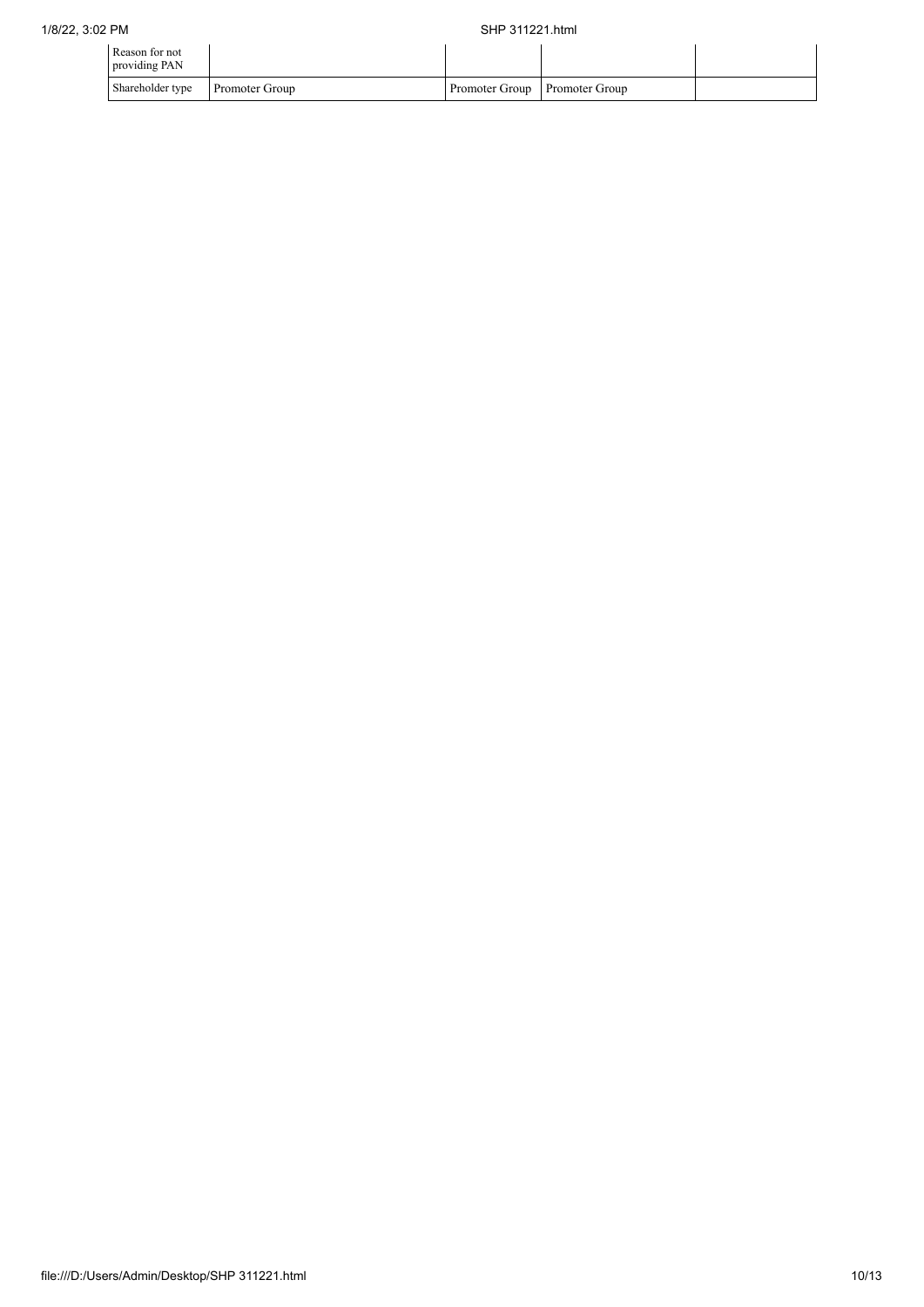| | | | | |
|---|---|---|---|---|
| Reason for not providing PAN | | | | |
| Shareholder type | Promoter Group | Promoter Group | Promoter Group | |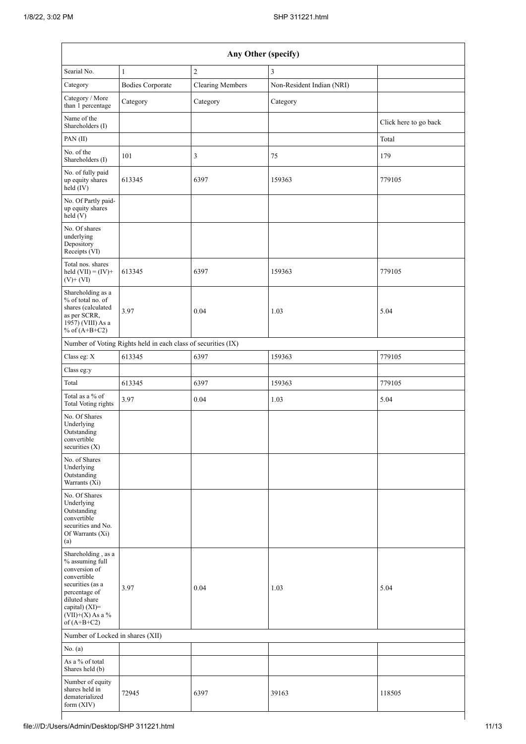| Any Other (specify) | | | | |
|---|---|---|---|---|
| Searial No. | 1 | 2 | 3 | |
| Category | Bodies Corporate | Clearing Members | Non-Resident Indian (NRI) | |
| Category / More than 1 percentage | Category | Category | Category | |
| Name of the Shareholders (I) | | | | Click here to go back |
| PAN (II) | | | | Total |
| No. of the Shareholders (I) | 101 | 3 | 75 | 179 |
| No. of fully paid up equity shares held (IV) | 613345 | 6397 | 159363 | 779105 |
| No. Of Partly paid-up equity shares held (V) | | | | |
| No. Of shares underlying Depository Receipts (VI) | | | | |
| Total nos. shares held (VII) = (IV)+ (V)+ (VI) | 613345 | 6397 | 159363 | 779105 |
| Shareholding as a % of total no. of shares (calculated as per SCRR, 1957) (VIII) As a % of (A+B+C2) | 3.97 | 0.04 | 1.03 | 5.04 |
| Number of Voting Rights held in each class of securities (IX) | | | | |
| Class eg: X | 613345 | 6397 | 159363 | 779105 |
| Class eg:y | | | | |
| Total | 613345 | 6397 | 159363 | 779105 |
| Total as a % of Total Voting rights | 3.97 | 0.04 | 1.03 | 5.04 |
| No. Of Shares Underlying Outstanding convertible securities (X) | | | | |
| No. of Shares Underlying Outstanding Warrants (Xi) | | | | |
| No. Of Shares Underlying Outstanding convertible securities and No. Of Warrants (Xi) (a) | | | | |
| Shareholding , as a % assuming full conversion of convertible securities (as a percentage of diluted share capital) (XI)= (VII)+(X) As a % of (A+B+C2) | 3.97 | 0.04 | 1.03 | 5.04 |
| Number of Locked in shares (XII) | | | | |
| No. (a) | | | | |
| As a % of total Shares held (b) | | | | |
| Number of equity shares held in dematerialized form (XIV) | 72945 | 6397 | 39163 | 118505 |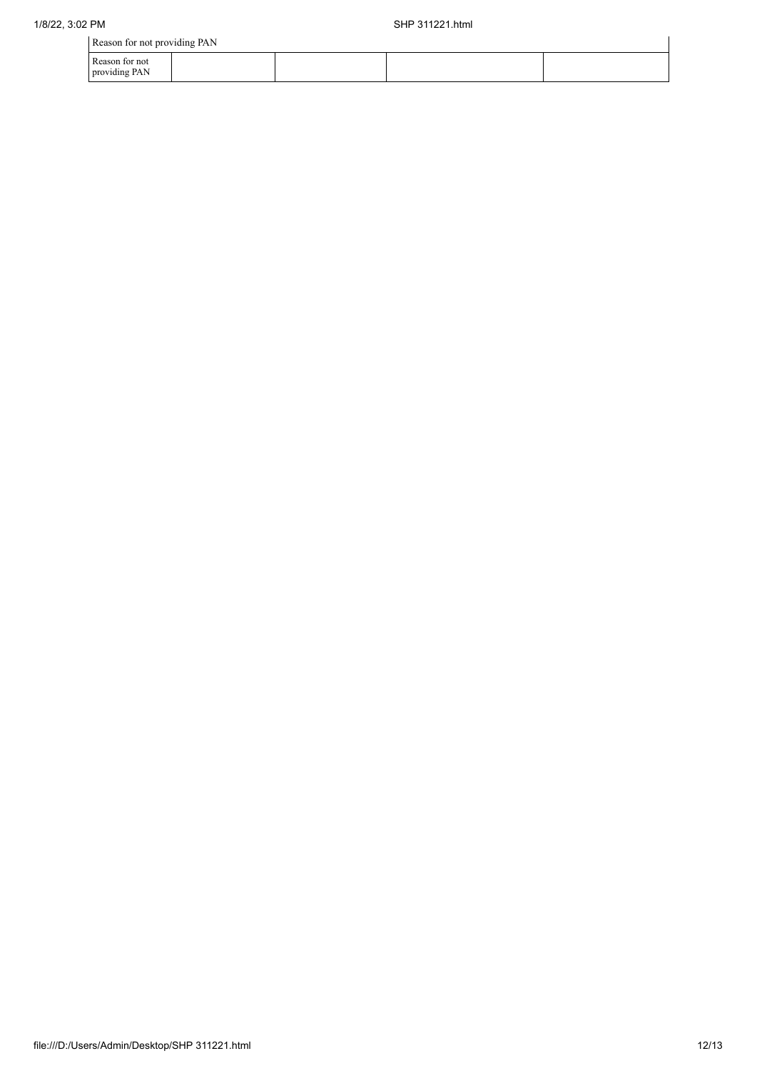| Reason for not providing PAN | | | | |
|---|---|---|---|---|
| Reason for not providing PAN | | | | |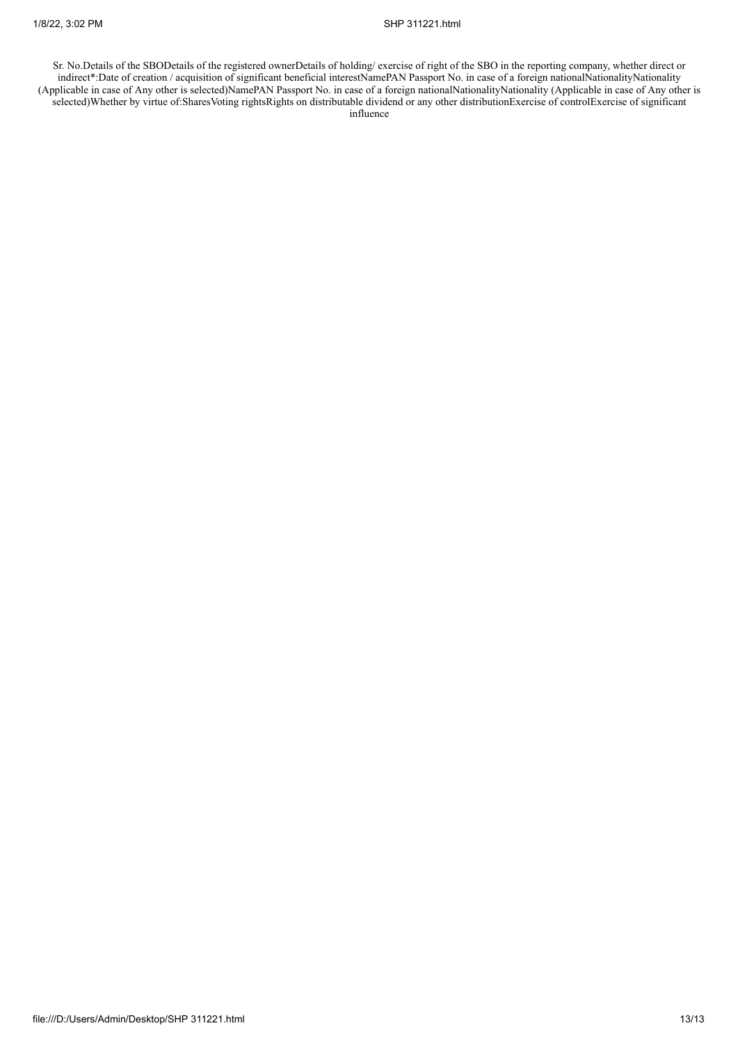Sr. No.Details of the SBODetails of the registered ownerDetails of holding/ exercise of right of the SBO in the reporting company, whether direct or indirect*:Date of creation / acquisition of significant beneficial interestNamePAN Passport No. in case of a foreign nationalNationalityNationality (Applicable in case of Any other is selected)NamePAN Passport No. in case of a foreign nationalNationalityNationality (Applicable in case of Any other is selected)Whether by virtue of:SharesVoting rightsRights on distributable dividend or any other distributionExercise of controlExercise of significant influence